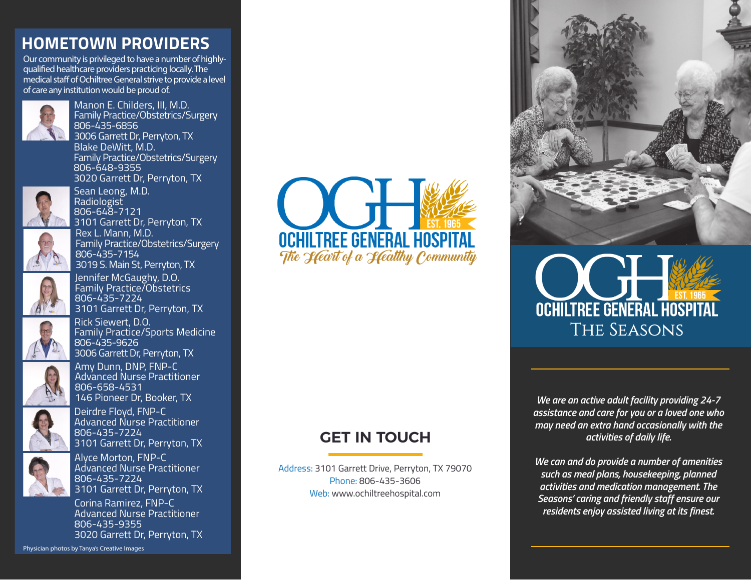## HOMETOWN PROVIDERS

Our community is privileged to have a number of highly-qualified healthcare providers practicing locally. The medical staff of Ochiltree General strive to provide a level of care any institution would be proud of.

Manon E. Childers, III, M.D.
Family Practice/Obstetrics/Surgery
806-435-6856
3006 Garrett Dr, Perryton, TX

Blake DeWitt, M.D.
Family Practice/Obstetrics/Surgery
806-648-9355
3020 Garrett Dr, Perryton, TX

Sean Leong, M.D.
Radiologist
806-648-7121
3101 Garrett Dr, Perryton, TX

Rex L. Mann, M.D.
Family Practice/Obstetrics/Surgery
806-435-7154
3019 S. Main St, Perryton, TX

Jennifer McGaughy, D.O.
Family Practice/Obstetrics
806-435-7224
3101 Garrett Dr, Perryton, TX

Rick Siewert, D.O.
Family Practice/Sports Medicine
806-435-9626
3006 Garrett Dr, Perryton, TX

Amy Dunn, DNP, FNP-C
Advanced Nurse Practitioner
806-658-4531
146 Pioneer Dr, Booker, TX

Deirdre Floyd, FNP-C
Advanced Nurse Practitioner
806-435-7224
3101 Garrett Dr, Perryton, TX

Alyce Morton, FNP-C
Advanced Nurse Practitioner
806-435-7224
3101 Garrett Dr, Perryton, TX

Corina Ramirez, FNP-C
Advanced Nurse Practitioner
806-435-9355
3020 Garrett Dr, Perryton, TX

Physician photos by Tanya's Creative Images

OGH EST. 1965
OCHILTREE GENERAL HOSPITAL
*The Heart of a Healthy Community*

## GET IN TOUCH

Address: 3101 Garrett Drive, Perryton, TX 79070
Phone: 806-435-3606
Web: www.ochiltreehospital.com

OGH EST. 1965
OCHILTREE GENERAL HOSPITAL
THE SEASONS

***We are an active adult facility providing 24-7 assistance and care for you or a loved one who may need an extra hand occasionally with the activities of daily life.***

***We can and do provide a number of amenities such as meal plans, housekeeping, planned activities and medication management. The Seasons' caring and friendly staff ensure our residents enjoy assisted living at its finest.***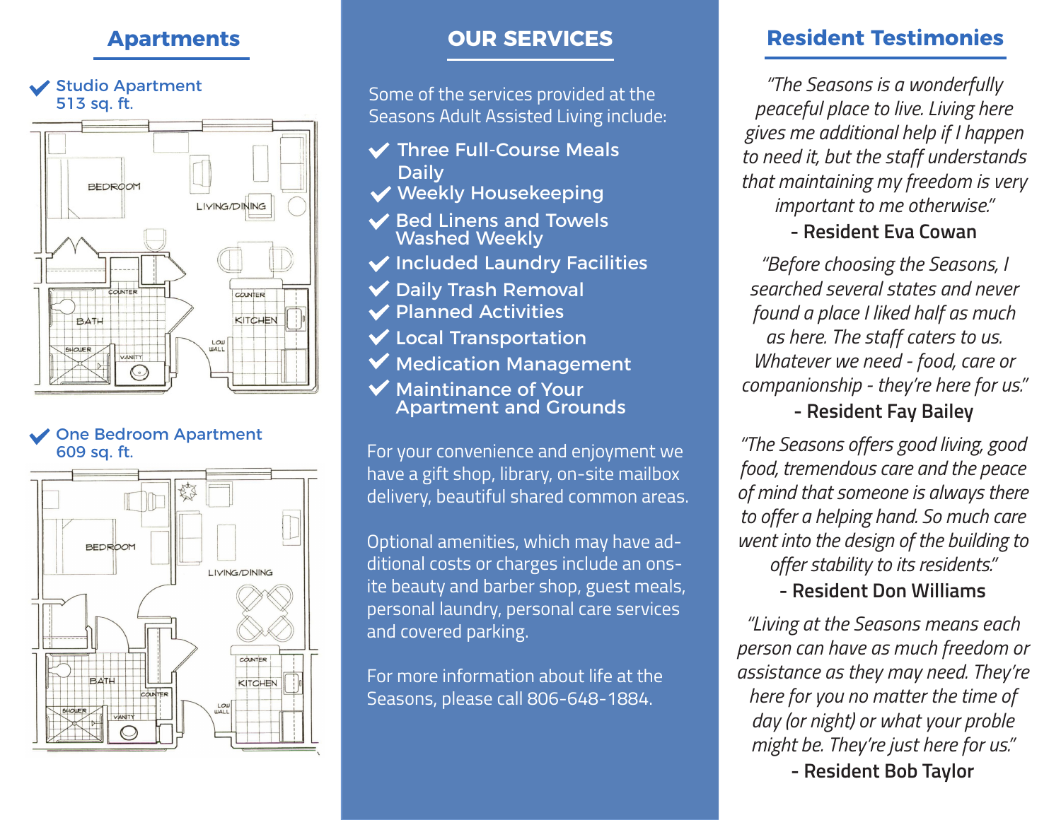## Apartments

- ✔ Studio Apartment
  513 sq. ft.

BEDROOM
LIVING/DINING
COUNTER
COUNTER
BATH
KITCHEN
SHOWER
VANITY
LOW WALL

- ✔ One Bedroom Apartment
  609 sq. ft.

BEDROOM
LIVING/DINING
COUNTER
BATH
COUNTER
KITCHEN
SHOWER
VANITY
LOW WALL

## OUR SERVICES

Some of the services provided at the Seasons Adult Assisted Living include:

- ✔ Three Full-Course Meals Daily
- ✔ Weekly Housekeeping
- ✔ Bed Linens and Towels Washed Weekly
- ✔ Included Laundry Facilities
- ✔ Daily Trash Removal
- ✔ Planned Activities
- ✔ Local Transportation
- ✔ Medication Management
- ✔ Maintinance of Your Apartment and Grounds

For your convenience and enjoyment we have a gift shop, library, on-site mailbox delivery, beautiful shared common areas.

Optional amenities, which may have additional costs or charges include an onsite beauty and barber shop, guest meals, personal laundry, personal care services and covered parking.

For more information about life at the Seasons, please call 806-648-1884.

## Resident Testimonies

*"The Seasons is a wonderfully peaceful place to live. Living here gives me additional help if I happen to need it, but the staff understands that maintaining my freedom is very important to me otherwise."*

**- Resident Eva Cowan**

*"Before choosing the Seasons, I searched several states and never found a place I liked half as much as here. The staff caters to us. Whatever we need - food, care or companionship - they're here for us."*

**- Resident Fay Bailey**

*"The Seasons offers good living, good food, tremendous care and the peace of mind that someone is always there to offer a helping hand. So much care went into the design of the building to offer stability to its residents."*

**- Resident Don Williams**

*"Living at the Seasons means each person can have as much freedom or assistance as they may need. They're here for you no matter the time of day (or night) or what your proble might be. They're just here for us."*

**- Resident Bob Taylor**